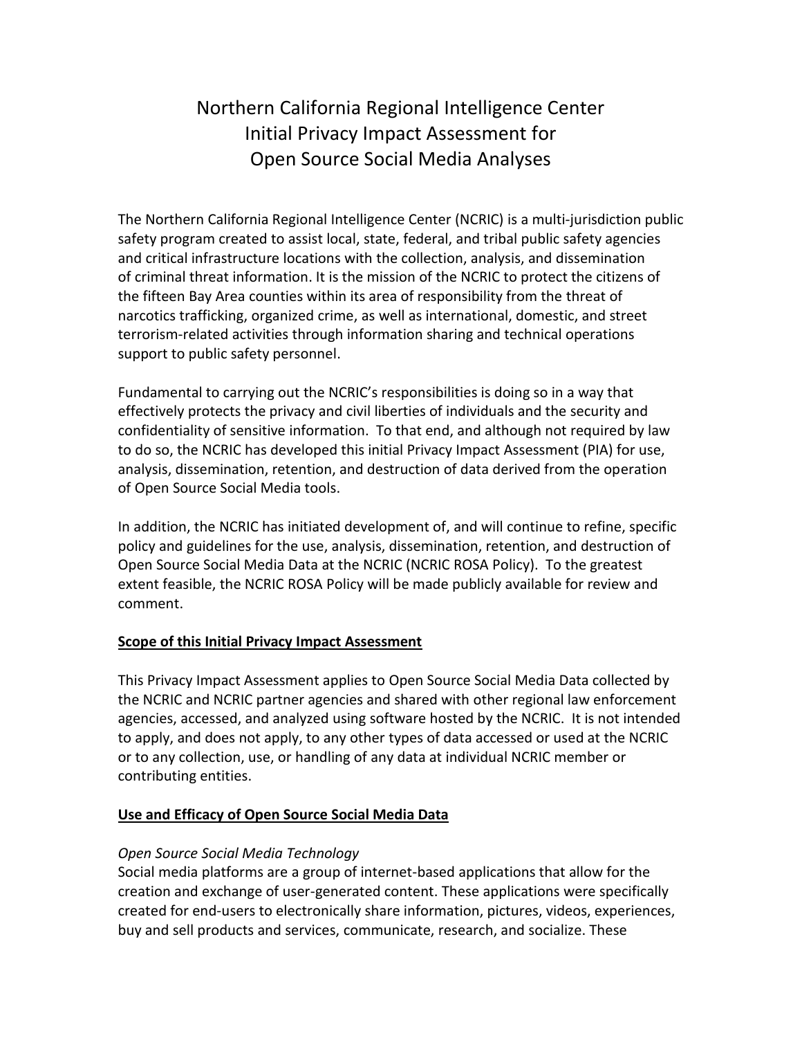# Northern California Regional Intelligence Center Initial Privacy Impact Assessment for Open Source Social Media Analyses

The Northern California Regional Intelligence Center (NCRIC) is a multi-jurisdiction public safety program created to assist local, state, federal, and tribal public safety agencies and critical infrastructure locations with the collection, analysis, and dissemination of criminal threat information. It is the mission of the NCRIC to protect the citizens of the fifteen Bay Area counties within its area of responsibility from the threat of narcotics trafficking, organized crime, as well as international, domestic, and street terrorism-related activities through information sharing and technical operations support to public safety personnel.

Fundamental to carrying out the NCRIC's responsibilities is doing so in a way that effectively protects the privacy and civil liberties of individuals and the security and confidentiality of sensitive information. To that end, and although not required by law to do so, the NCRIC has developed this initial Privacy Impact Assessment (PIA) for use, analysis, dissemination, retention, and destruction of data derived from the operation of Open Source Social Media tools.

In addition, the NCRIC has initiated development of, and will continue to refine, specific policy and guidelines for the use, analysis, dissemination, retention, and destruction of Open Source Social Media Data at the NCRIC (NCRIC ROSA Policy). To the greatest extent feasible, the NCRIC ROSA Policy will be made publicly available for review and comment.

## Scope of this Initial Privacy Impact Assessment

This Privacy Impact Assessment applies to Open Source Social Media Data collected by the NCRIC and NCRIC partner agencies and shared with other regional law enforcement agencies, accessed, and analyzed using software hosted by the NCRIC. It is not intended to apply, and does not apply, to any other types of data accessed or used at the NCRIC or to any collection, use, or handling of any data at individual NCRIC member or contributing entities.

## Use and Efficacy of Open Source Social Media Data

### *Open Source Social Media Technology*

Social media platforms are a group of internet-based applications that allow for the creation and exchange of user-generated content. These applications were specifically created for end-users to electronically share information, pictures, videos, experiences, buy and sell products and services, communicate, research, and socialize. These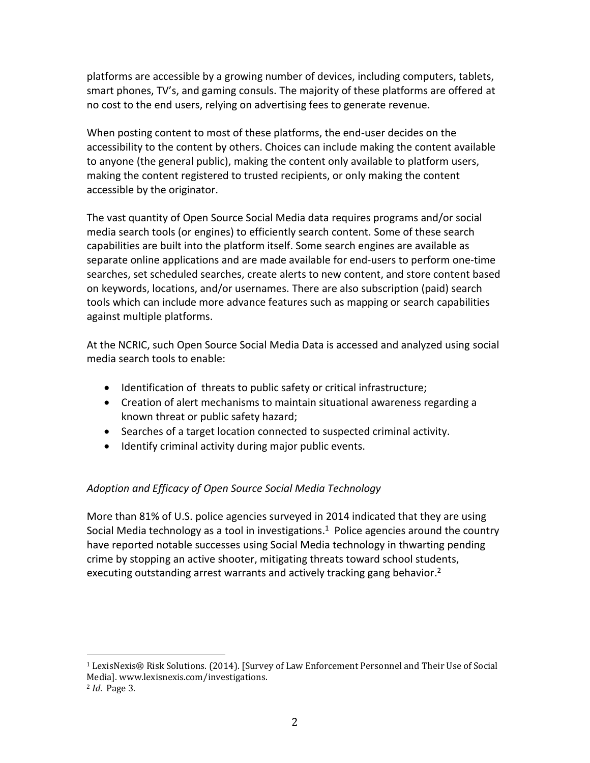platforms are accessible by a growing number of devices, including computers, tablets, smart phones, TV's, and gaming consuls. The majority of these platforms are offered at no cost to the end users, relying on advertising fees to generate revenue.

When posting content to most of these platforms, the end-user decides on the accessibility to the content by others. Choices can include making the content available to anyone (the general public), making the content only available to platform users, making the content registered to trusted recipients, or only making the content accessible by the originator.

The vast quantity of Open Source Social Media data requires programs and/or social media search tools (or engines) to efficiently search content. Some of these search capabilities are built into the platform itself. Some search engines are available as separate online applications and are made available for end-users to perform one-time searches, set scheduled searches, create alerts to new content, and store content based on keywords, locations, and/or usernames. There are also subscription (paid) search tools which can include more advance features such as mapping or search capabilities against multiple platforms.

At the NCRIC, such Open Source Social Media Data is accessed and analyzed using social media search tools to enable:

- Identification of threats to public safety or critical infrastructure;
- Creation of alert mechanisms to maintain situational awareness regarding a known threat or public safety hazard;
- Searches of a target location connected to suspected criminal activity.
- Identify criminal activity during major public events.

*Adoption and Efficacy of Open Source Social Media Technology*

More than 81% of U.S. police agencies surveyed in 2014 indicated that they are using Social Media technology as a tool in investigations.[1] Police agencies around the country have reported notable successes using Social Media technology in thwarting pending crime by stopping an active shooter, mitigating threats toward school students, executing outstanding arrest warrants and actively tracking gang behavior.[2]

---

[1] LexisNexis® Risk Solutions. (2014). [Survey of Law Enforcement Personnel and Their Use of Social Media]. www.lexisnexis.com/investigations.

[2] *Id*. Page 3.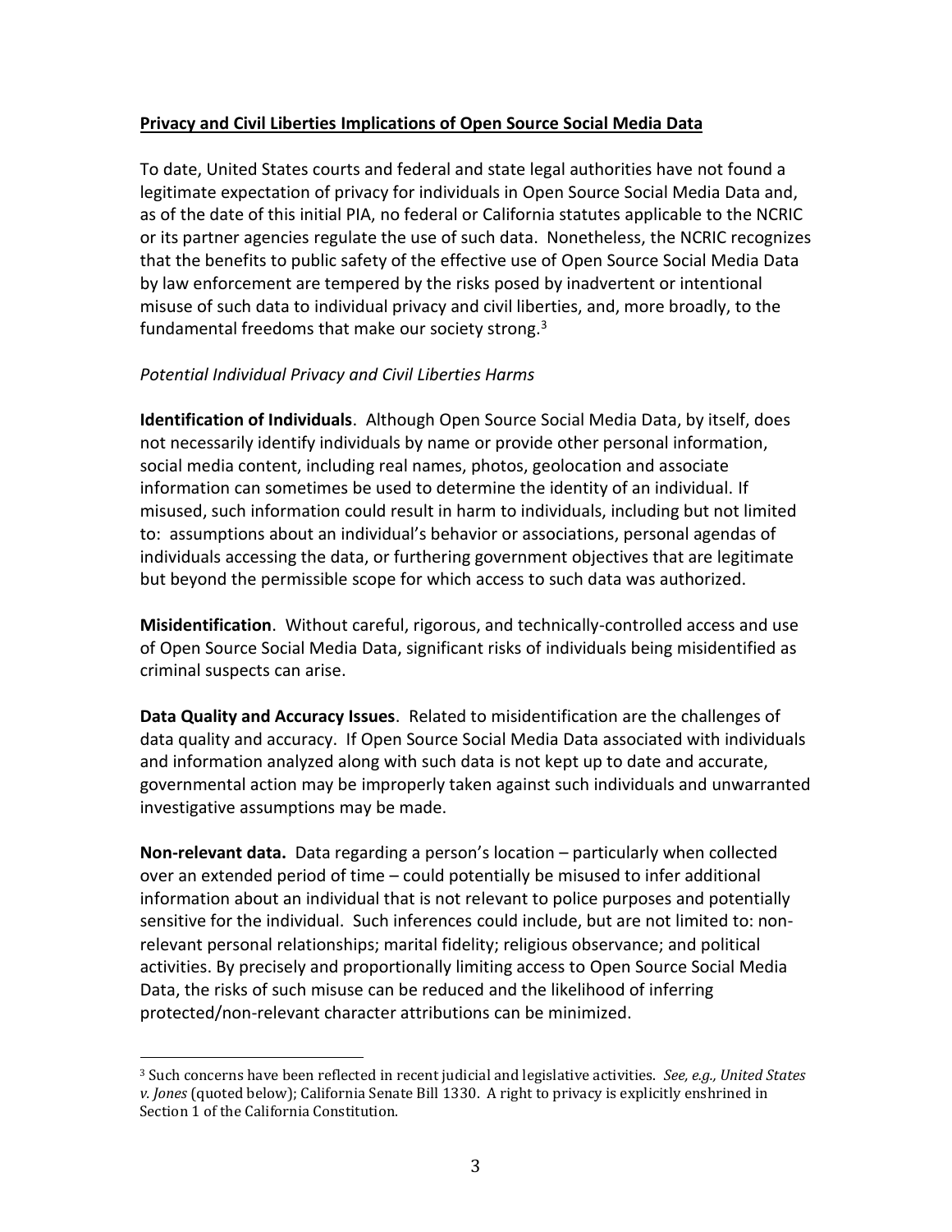**Privacy and Civil Liberties Implications of Open Source Social Media Data**

To date, United States courts and federal and state legal authorities have not found a legitimate expectation of privacy for individuals in Open Source Social Media Data and, as of the date of this initial PIA, no federal or California statutes applicable to the NCRIC or its partner agencies regulate the use of such data. Nonetheless, the NCRIC recognizes that the benefits to public safety of the effective use of Open Source Social Media Data by law enforcement are tempered by the risks posed by inadvertent or intentional misuse of such data to individual privacy and civil liberties, and, more broadly, to the fundamental freedoms that make our society strong.[3]

*Potential Individual Privacy and Civil Liberties Harms*

**Identification of Individuals**. Although Open Source Social Media Data, by itself, does not necessarily identify individuals by name or provide other personal information, social media content, including real names, photos, geolocation and associate information can sometimes be used to determine the identity of an individual. If misused, such information could result in harm to individuals, including but not limited to: assumptions about an individual's behavior or associations, personal agendas of individuals accessing the data, or furthering government objectives that are legitimate but beyond the permissible scope for which access to such data was authorized.

**Misidentification**. Without careful, rigorous, and technically-controlled access and use of Open Source Social Media Data, significant risks of individuals being misidentified as criminal suspects can arise.

**Data Quality and Accuracy Issues**. Related to misidentification are the challenges of data quality and accuracy. If Open Source Social Media Data associated with individuals and information analyzed along with such data is not kept up to date and accurate, governmental action may be improperly taken against such individuals and unwarranted investigative assumptions may be made.

**Non-relevant data.** Data regarding a person's location – particularly when collected over an extended period of time – could potentially be misused to infer additional information about an individual that is not relevant to police purposes and potentially sensitive for the individual. Such inferences could include, but are not limited to: non-relevant personal relationships; marital fidelity; religious observance; and political activities. By precisely and proportionally limiting access to Open Source Social Media Data, the risks of such misuse can be reduced and the likelihood of inferring protected/non-relevant character attributions can be minimized.

[3] Such concerns have been reflected in recent judicial and legislative activities. *See, e.g., United States v. Jones* (quoted below); California Senate Bill 1330. A right to privacy is explicitly enshrined in Section 1 of the California Constitution.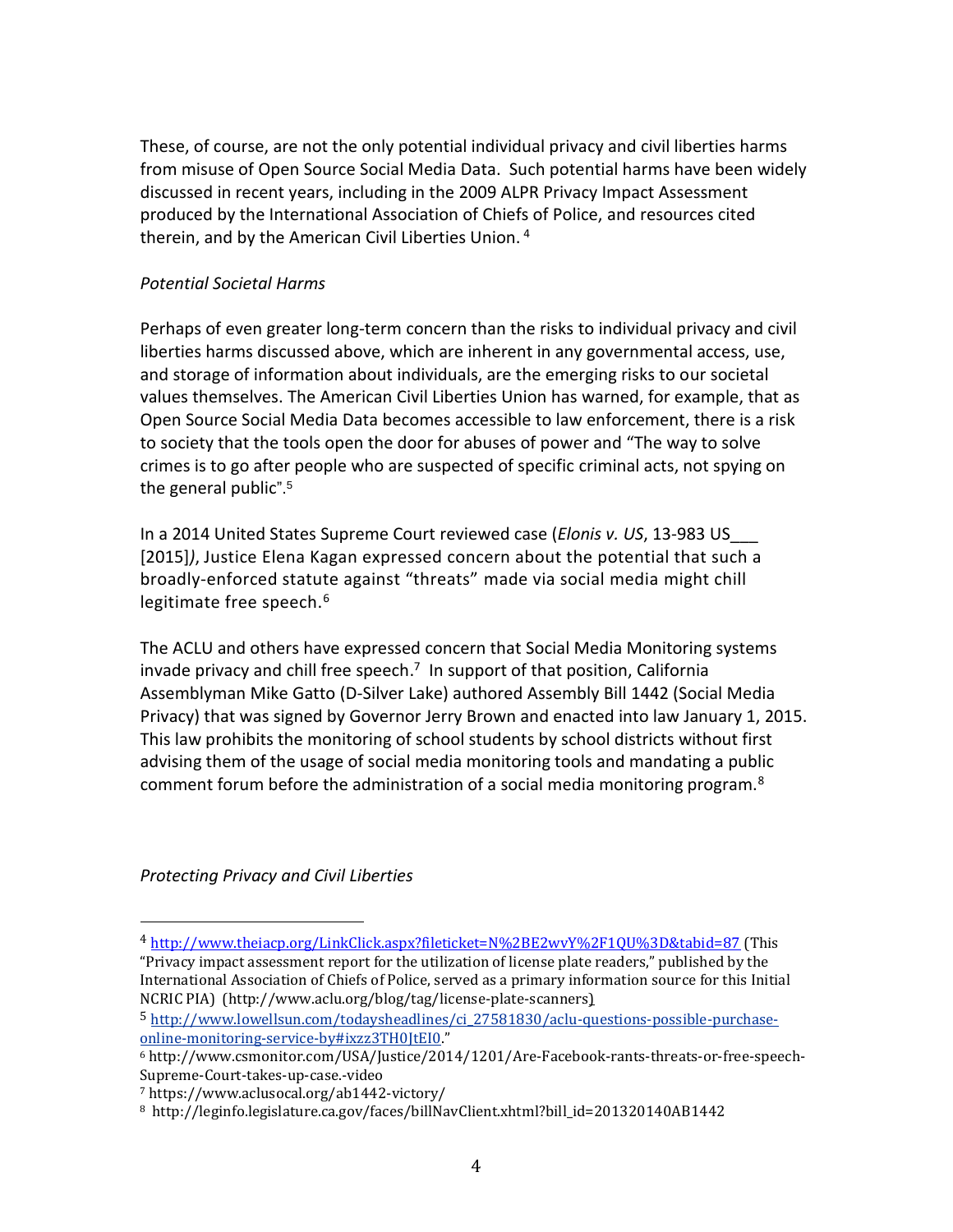These, of course, are not the only potential individual privacy and civil liberties harms from misuse of Open Source Social Media Data. Such potential harms have been widely discussed in recent years, including in the 2009 ALPR Privacy Impact Assessment produced by the International Association of Chiefs of Police, and resources cited therein, and by the American Civil Liberties Union. [4]

*Potential Societal Harms*

Perhaps of even greater long-term concern than the risks to individual privacy and civil liberties harms discussed above, which are inherent in any governmental access, use, and storage of information about individuals, are the emerging risks to our societal values themselves. The American Civil Liberties Union has warned, for example, that as Open Source Social Media Data becomes accessible to law enforcement, there is a risk to society that the tools open the door for abuses of power and "The way to solve crimes is to go after people who are suspected of specific criminal acts, not spying on the general public".[5]

In a 2014 United States Supreme Court reviewed case (*Elonis v. US*, 13-983 US___ [2015]*)*, Justice Elena Kagan expressed concern about the potential that such a broadly-enforced statute against "threats" made via social media might chill legitimate free speech.[6]

The ACLU and others have expressed concern that Social Media Monitoring systems invade privacy and chill free speech.[7] In support of that position, California Assemblyman Mike Gatto (D-Silver Lake) authored Assembly Bill 1442 (Social Media Privacy) that was signed by Governor Jerry Brown and enacted into law January 1, 2015. This law prohibits the monitoring of school students by school districts without first advising them of the usage of social media monitoring tools and mandating a public comment forum before the administration of a social media monitoring program.[8]

*Protecting Privacy and Civil Liberties*

---

[4] http://www.theiacp.org/LinkClick.aspx?fileticket=N%2BE2wvY%2F1QU%3D&tabid=87 (This "Privacy impact assessment report for the utilization of license plate readers," published by the International Association of Chiefs of Police, served as a primary information source for this Initial NCRIC PIA) (http://www.aclu.org/blog/tag/license-plate-scanners)

[5] http://www.lowellsun.com/todaysheadlines/ci_27581830/aclu-questions-possible-purchase-online-monitoring-service-by#ixzz3TH0JtEI0."

[6] http://www.csmonitor.com/USA/Justice/2014/1201/Are-Facebook-rants-threats-or-free-speech-Supreme-Court-takes-up-case.-video

[7] https://www.aclusocal.org/ab1442-victory/

[8] http://leginfo.legislature.ca.gov/faces/billNavClient.xhtml?bill_id=201320140AB1442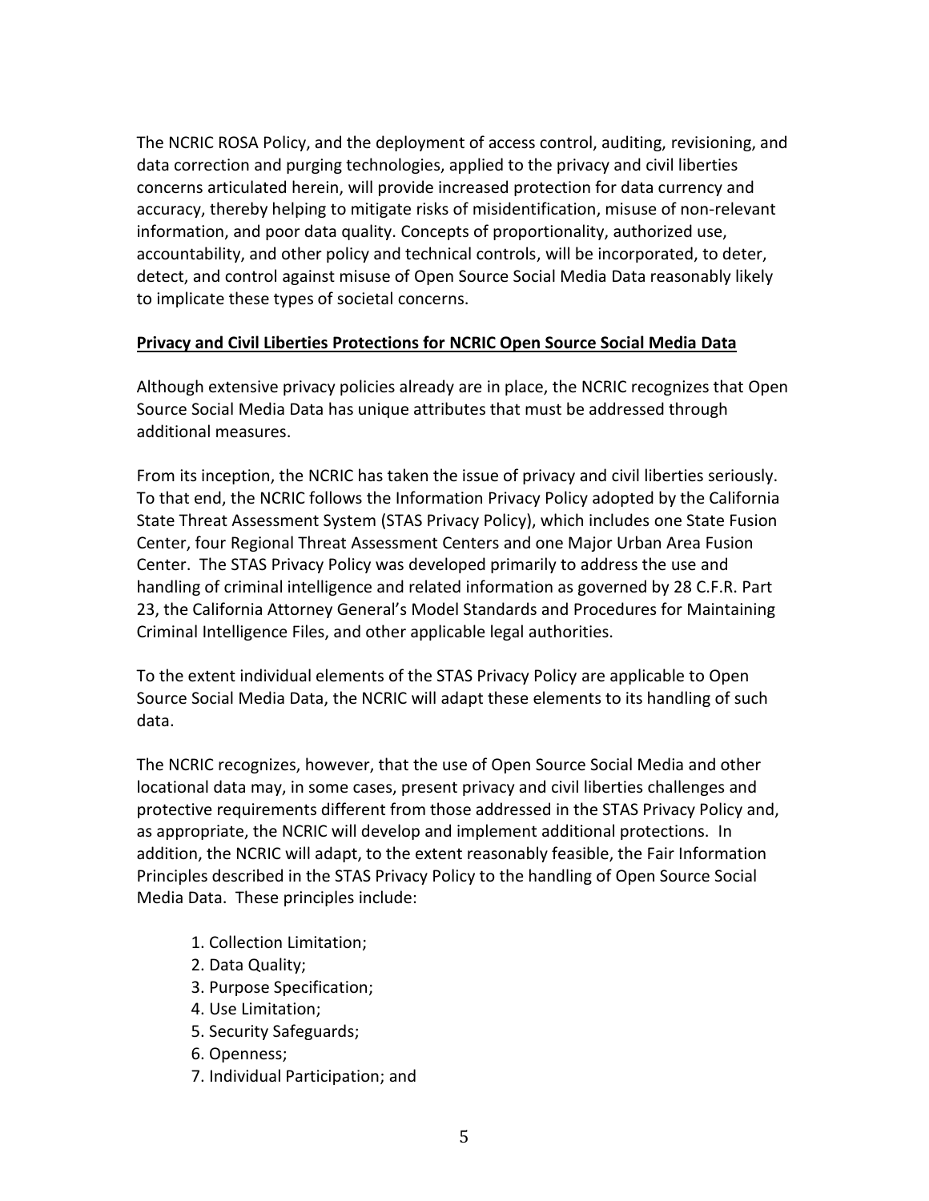The NCRIC ROSA Policy, and the deployment of access control, auditing, revisioning, and data correction and purging technologies, applied to the privacy and civil liberties concerns articulated herein, will provide increased protection for data currency and accuracy, thereby helping to mitigate risks of misidentification, misuse of non-relevant information, and poor data quality. Concepts of proportionality, authorized use, accountability, and other policy and technical controls, will be incorporated, to deter, detect, and control against misuse of Open Source Social Media Data reasonably likely to implicate these types of societal concerns.

**Privacy and Civil Liberties Protections for NCRIC Open Source Social Media Data**

Although extensive privacy policies already are in place, the NCRIC recognizes that Open Source Social Media Data has unique attributes that must be addressed through additional measures.

From its inception, the NCRIC has taken the issue of privacy and civil liberties seriously. To that end, the NCRIC follows the Information Privacy Policy adopted by the California State Threat Assessment System (STAS Privacy Policy), which includes one State Fusion Center, four Regional Threat Assessment Centers and one Major Urban Area Fusion Center. The STAS Privacy Policy was developed primarily to address the use and handling of criminal intelligence and related information as governed by 28 C.F.R. Part 23, the California Attorney General's Model Standards and Procedures for Maintaining Criminal Intelligence Files, and other applicable legal authorities.

To the extent individual elements of the STAS Privacy Policy are applicable to Open Source Social Media Data, the NCRIC will adapt these elements to its handling of such data.

The NCRIC recognizes, however, that the use of Open Source Social Media and other locational data may, in some cases, present privacy and civil liberties challenges and protective requirements different from those addressed in the STAS Privacy Policy and, as appropriate, the NCRIC will develop and implement additional protections. In addition, the NCRIC will adapt, to the extent reasonably feasible, the Fair Information Principles described in the STAS Privacy Policy to the handling of Open Source Social Media Data. These principles include:

1. Collection Limitation;
2. Data Quality;
3. Purpose Specification;
4. Use Limitation;
5. Security Safeguards;
6. Openness;
7. Individual Participation; and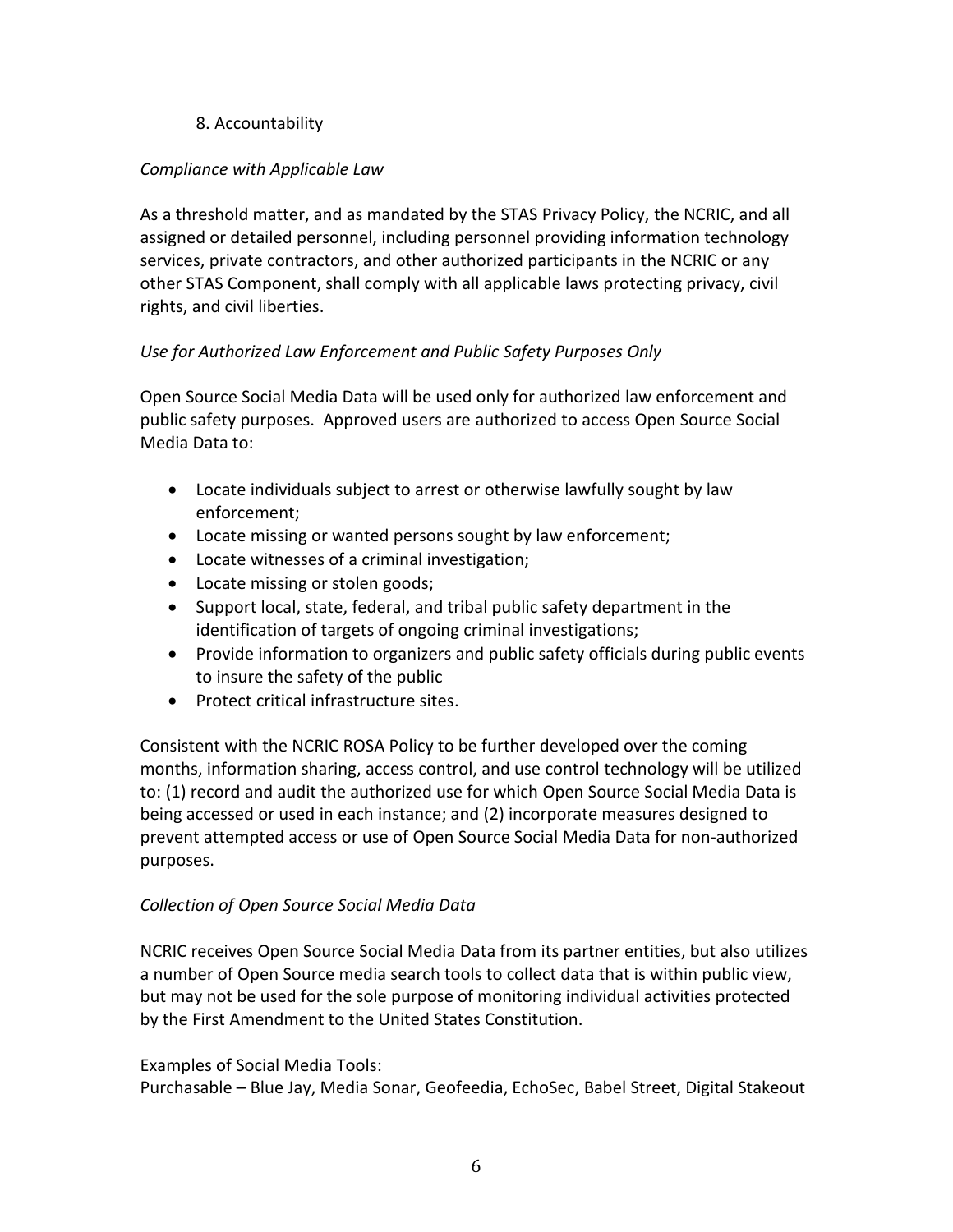8. Accountability

*Compliance with Applicable Law*

As a threshold matter, and as mandated by the STAS Privacy Policy, the NCRIC, and all assigned or detailed personnel, including personnel providing information technology services, private contractors, and other authorized participants in the NCRIC or any other STAS Component, shall comply with all applicable laws protecting privacy, civil rights, and civil liberties.

*Use for Authorized Law Enforcement and Public Safety Purposes Only*

Open Source Social Media Data will be used only for authorized law enforcement and public safety purposes. Approved users are authorized to access Open Source Social Media Data to:

- Locate individuals subject to arrest or otherwise lawfully sought by law enforcement;
- Locate missing or wanted persons sought by law enforcement;
- Locate witnesses of a criminal investigation;
- Locate missing or stolen goods;
- Support local, state, federal, and tribal public safety department in the identification of targets of ongoing criminal investigations;
- Provide information to organizers and public safety officials during public events to insure the safety of the public
- Protect critical infrastructure sites.

Consistent with the NCRIC ROSA Policy to be further developed over the coming months, information sharing, access control, and use control technology will be utilized to: (1) record and audit the authorized use for which Open Source Social Media Data is being accessed or used in each instance; and (2) incorporate measures designed to prevent attempted access or use of Open Source Social Media Data for non-authorized purposes.

*Collection of Open Source Social Media Data*

NCRIC receives Open Source Social Media Data from its partner entities, but also utilizes a number of Open Source media search tools to collect data that is within public view, but may not be used for the sole purpose of monitoring individual activities protected by the First Amendment to the United States Constitution.

Examples of Social Media Tools:
Purchasable – Blue Jay, Media Sonar, Geofeedia, EchoSec, Babel Street, Digital Stakeout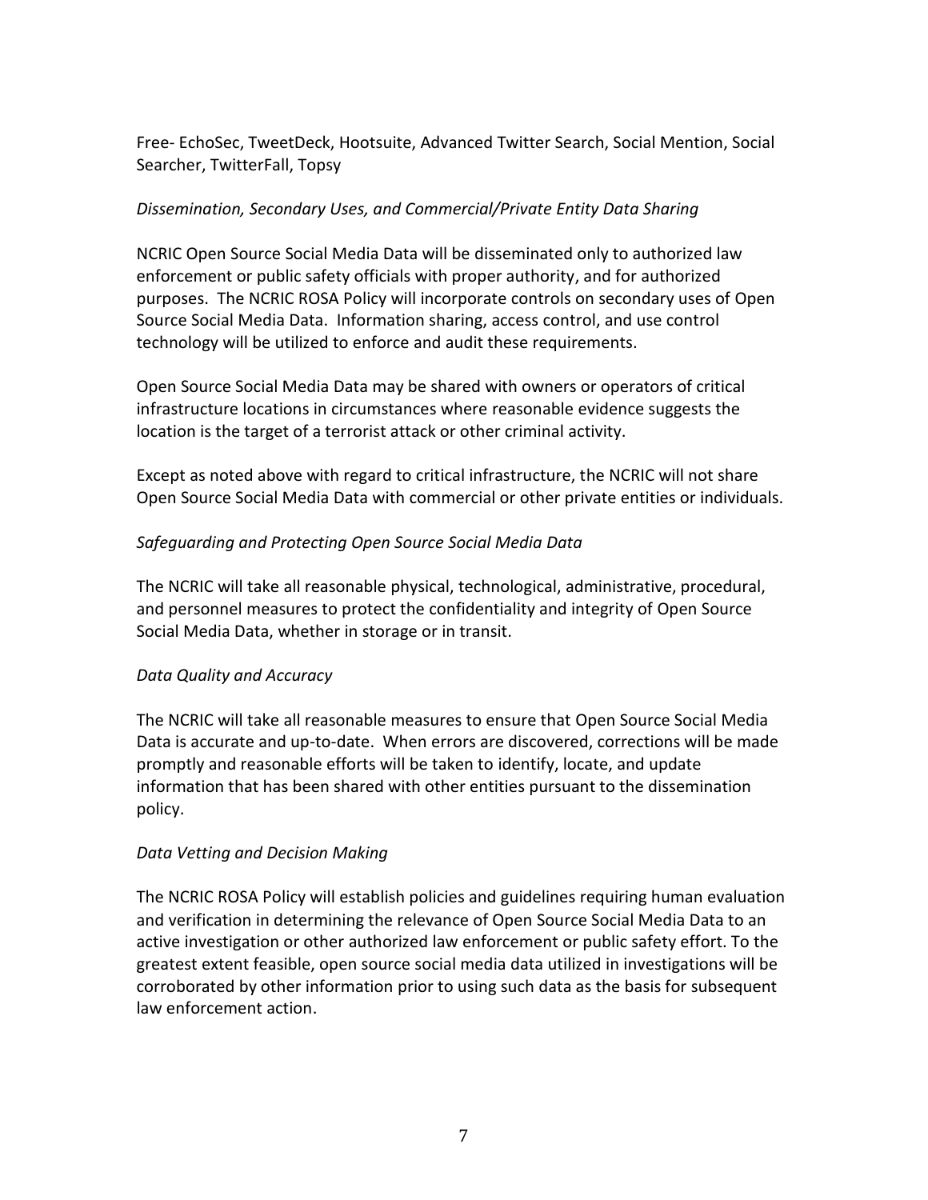Free- EchoSec, TweetDeck, Hootsuite, Advanced Twitter Search, Social Mention, Social Searcher, TwitterFall, Topsy

*Dissemination, Secondary Uses, and Commercial/Private Entity Data Sharing*

NCRIC Open Source Social Media Data will be disseminated only to authorized law enforcement or public safety officials with proper authority, and for authorized purposes. The NCRIC ROSA Policy will incorporate controls on secondary uses of Open Source Social Media Data. Information sharing, access control, and use control technology will be utilized to enforce and audit these requirements.

Open Source Social Media Data may be shared with owners or operators of critical infrastructure locations in circumstances where reasonable evidence suggests the location is the target of a terrorist attack or other criminal activity.

Except as noted above with regard to critical infrastructure, the NCRIC will not share Open Source Social Media Data with commercial or other private entities or individuals.

*Safeguarding and Protecting Open Source Social Media Data*

The NCRIC will take all reasonable physical, technological, administrative, procedural, and personnel measures to protect the confidentiality and integrity of Open Source Social Media Data, whether in storage or in transit.

*Data Quality and Accuracy*

The NCRIC will take all reasonable measures to ensure that Open Source Social Media Data is accurate and up-to-date. When errors are discovered, corrections will be made promptly and reasonable efforts will be taken to identify, locate, and update information that has been shared with other entities pursuant to the dissemination policy.

*Data Vetting and Decision Making*

The NCRIC ROSA Policy will establish policies and guidelines requiring human evaluation and verification in determining the relevance of Open Source Social Media Data to an active investigation or other authorized law enforcement or public safety effort. To the greatest extent feasible, open source social media data utilized in investigations will be corroborated by other information prior to using such data as the basis for subsequent law enforcement action.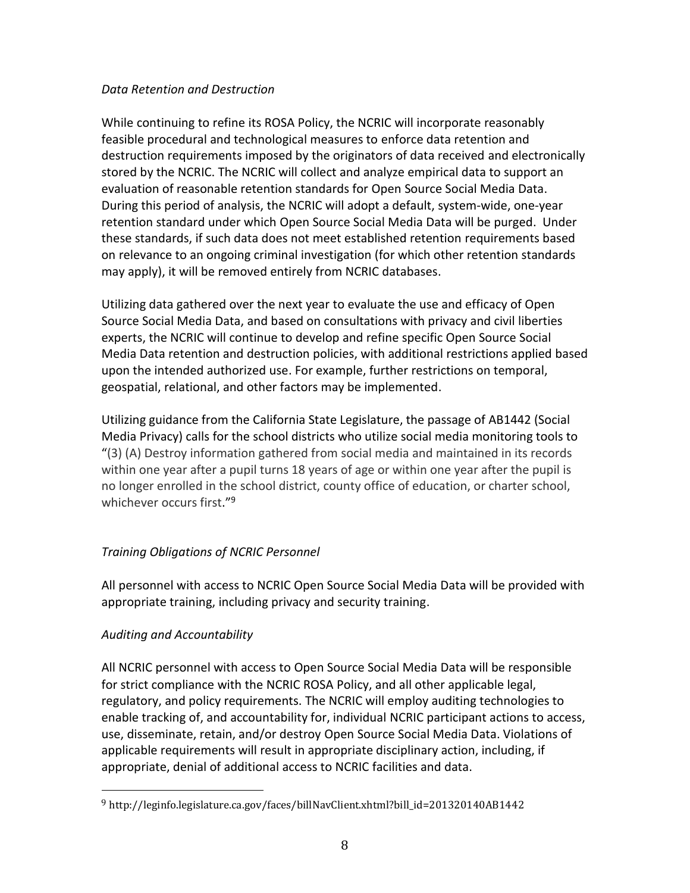*Data Retention and Destruction*

While continuing to refine its ROSA Policy, the NCRIC will incorporate reasonably feasible procedural and technological measures to enforce data retention and destruction requirements imposed by the originators of data received and electronically stored by the NCRIC. The NCRIC will collect and analyze empirical data to support an evaluation of reasonable retention standards for Open Source Social Media Data. During this period of analysis, the NCRIC will adopt a default, system-wide, one-year retention standard under which Open Source Social Media Data will be purged. Under these standards, if such data does not meet established retention requirements based on relevance to an ongoing criminal investigation (for which other retention standards may apply), it will be removed entirely from NCRIC databases.

Utilizing data gathered over the next year to evaluate the use and efficacy of Open Source Social Media Data, and based on consultations with privacy and civil liberties experts, the NCRIC will continue to develop and refine specific Open Source Social Media Data retention and destruction policies, with additional restrictions applied based upon the intended authorized use. For example, further restrictions on temporal, geospatial, relational, and other factors may be implemented.

Utilizing guidance from the California State Legislature, the passage of AB1442 (Social Media Privacy) calls for the school districts who utilize social media monitoring tools to "(3) (A) Destroy information gathered from social media and maintained in its records within one year after a pupil turns 18 years of age or within one year after the pupil is no longer enrolled in the school district, county office of education, or charter school, whichever occurs first."[9]

*Training Obligations of NCRIC Personnel*

All personnel with access to NCRIC Open Source Social Media Data will be provided with appropriate training, including privacy and security training.

*Auditing and Accountability*

All NCRIC personnel with access to Open Source Social Media Data will be responsible for strict compliance with the NCRIC ROSA Policy, and all other applicable legal, regulatory, and policy requirements. The NCRIC will employ auditing technologies to enable tracking of, and accountability for, individual NCRIC participant actions to access, use, disseminate, retain, and/or destroy Open Source Social Media Data. Violations of applicable requirements will result in appropriate disciplinary action, including, if appropriate, denial of additional access to NCRIC facilities and data.

---

[9] http://leginfo.legislature.ca.gov/faces/billNavClient.xhtml?bill_id=201320140AB1442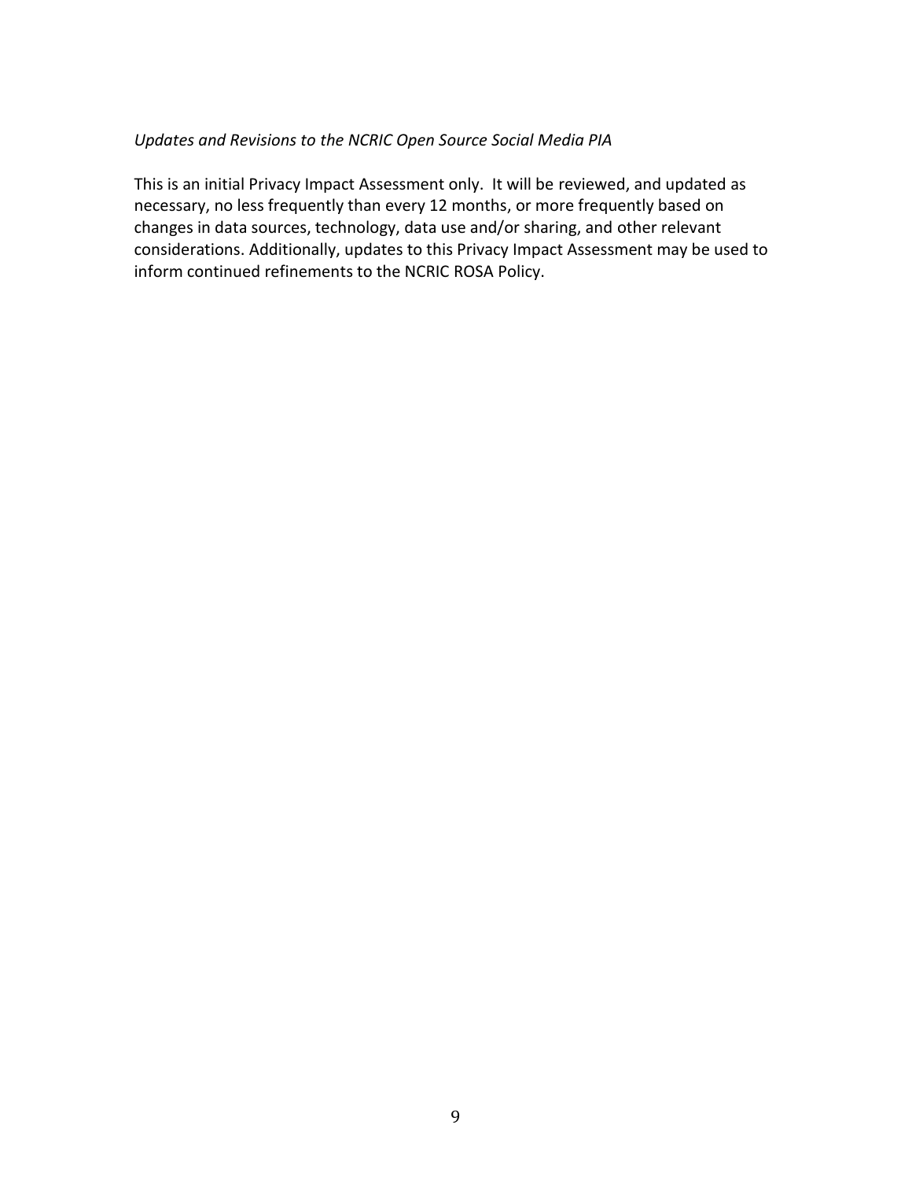*Updates and Revisions to the NCRIC Open Source Social Media PIA*

This is an initial Privacy Impact Assessment only. It will be reviewed, and updated as necessary, no less frequently than every 12 months, or more frequently based on changes in data sources, technology, data use and/or sharing, and other relevant considerations. Additionally, updates to this Privacy Impact Assessment may be used to inform continued refinements to the NCRIC ROSA Policy.